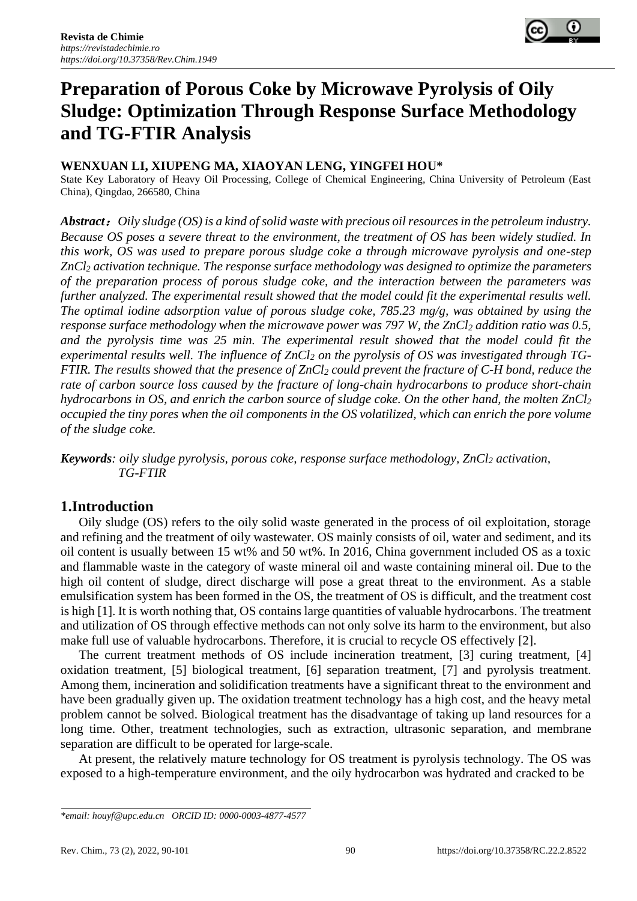# Preparation of Porous Coke by Microwave Pyrolysis of Oily Sludge: Optimization Through Response Surface Methodology and TG-FTIR Analysis

**WENXUAN LI, XIUPENG MA, XIAOYAN LENG, YINGFEI HOU***

State Key Laboratory of Heavy Oil Processing, College of Chemical Engineering, China University of Petroleum (East China), Qingdao, 266580, China

***Abstract*：** *Oily sludge (OS) is a kind of solid waste with precious oil resources in the petroleum industry. Because OS poses a severe threat to the environment, the treatment of OS has been widely studied. In this work, OS was used to prepare porous sludge coke a through microwave pyrolysis and one-step $ZnCl_2$ activation technique. The response surface methodology was designed to optimize the parameters of the preparation process of porous sludge coke, and the interaction between the parameters was further analyzed. The experimental result showed that the model could fit the experimental results well. The optimal iodine adsorption value of porous sludge coke, 785.23 mg/g, was obtained by using the response surface methodology when the microwave power was 797 W, the $ZnCl_2$ addition ratio was 0.5, and the pyrolysis time was 25 min. The experimental result showed that the model could fit the experimental results well. The influence of $ZnCl_2$ on the pyrolysis of OS was investigated through TG-FTIR. The results showed that the presence of $ZnCl_2$ could prevent the fracture of C-H bond, reduce the rate of carbon source loss caused by the fracture of long-chain hydrocarbons to produce short-chain hydrocarbons in OS, and enrich the carbon source of sludge coke. On the other hand, the molten $ZnCl_2$ occupied the tiny pores when the oil components in the OS volatilized, which can enrich the pore volume of the sludge coke.*

***Keywords****: oily sludge pyrolysis, porous coke, response surface methodology, $ZnCl_2$ activation, TG-FTIR*

## 1.Introduction

Oily sludge (OS) refers to the oily solid waste generated in the process of oil exploitation, storage and refining and the treatment of oily wastewater. OS mainly consists of oil, water and sediment, and its oil content is usually between 15 wt% and 50 wt%. In 2016, China government included OS as a toxic and flammable waste in the category of waste mineral oil and waste containing mineral oil. Due to the high oil content of sludge, direct discharge will pose a great threat to the environment. As a stable emulsification system has been formed in the OS, the treatment of OS is difficult, and the treatment cost is high [1]. It is worth nothing that, OS contains large quantities of valuable hydrocarbons. The treatment and utilization of OS through effective methods can not only solve its harm to the environment, but also make full use of valuable hydrocarbons. Therefore, it is crucial to recycle OS effectively [2].

The current treatment methods of OS include incineration treatment, [3] curing treatment, [4] oxidation treatment, [5] biological treatment, [6] separation treatment, [7] and pyrolysis treatment. Among them, incineration and solidification treatments have a significant threat to the environment and have been gradually given up. The oxidation treatment technology has a high cost, and the heavy metal problem cannot be solved. Biological treatment has the disadvantage of taking up land resources for a long time. Other, treatment technologies, such as extraction, ultrasonic separation, and membrane separation are difficult to be operated for large-scale.

At present, the relatively mature technology for OS treatment is pyrolysis technology. The OS was exposed to a high-temperature environment, and the oily hydrocarbon was hydrated and cracked to be

*\*email: houyf@upc.edu.cn ORCID ID: 0000-0003-4877-4577*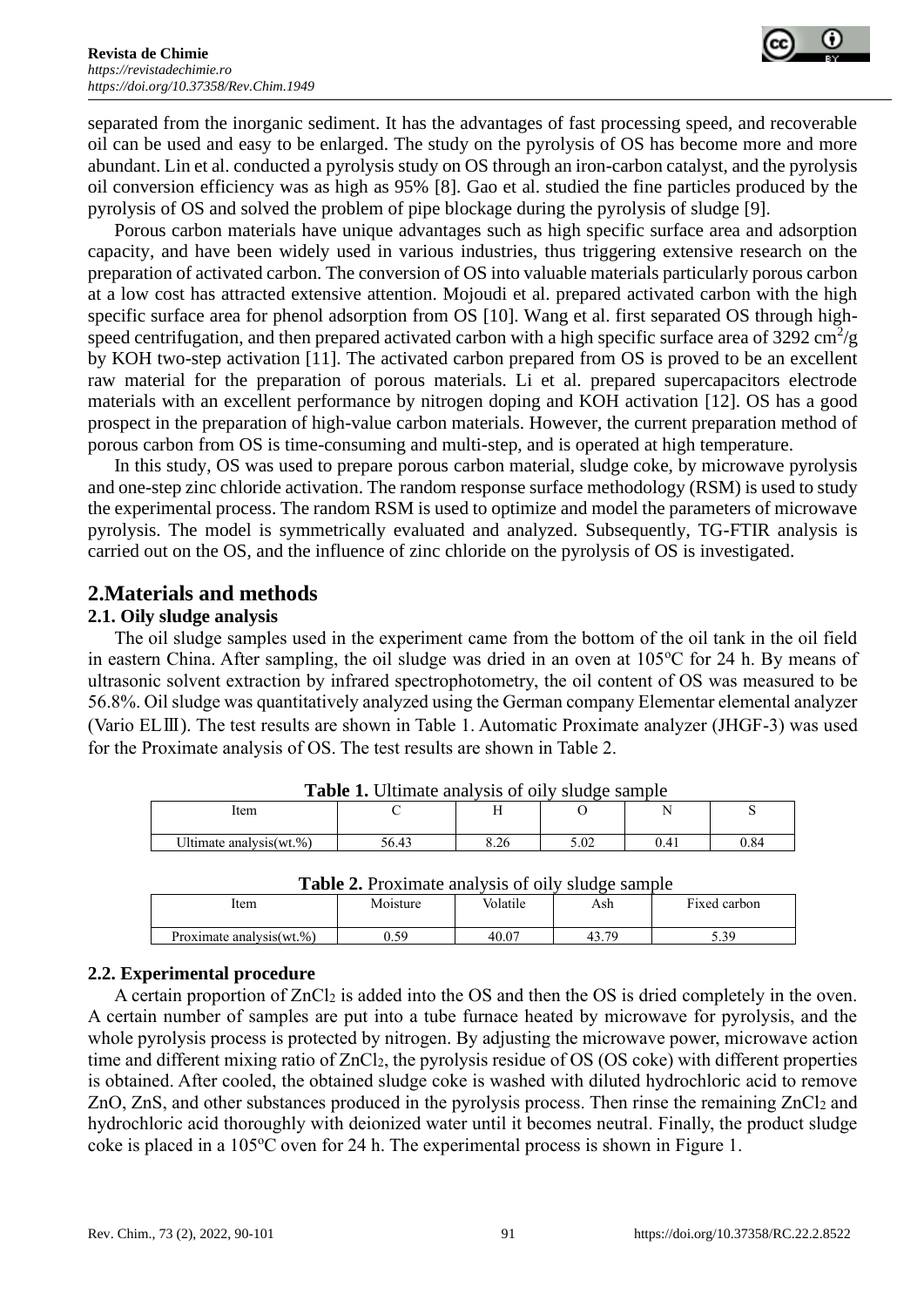separated from the inorganic sediment. It has the advantages of fast processing speed, and recoverable oil can be used and easy to be enlarged. The study on the pyrolysis of OS has become more and more abundant. Lin et al. conducted a pyrolysis study on OS through an iron-carbon catalyst, and the pyrolysis oil conversion efficiency was as high as 95% [8]. Gao et al. studied the fine particles produced by the pyrolysis of OS and solved the problem of pipe blockage during the pyrolysis of sludge [9].

Porous carbon materials have unique advantages such as high specific surface area and adsorption capacity, and have been widely used in various industries, thus triggering extensive research on the preparation of activated carbon. The conversion of OS into valuable materials particularly porous carbon at a low cost has attracted extensive attention. Mojoudi et al. prepared activated carbon with the high specific surface area for phenol adsorption from OS [10]. Wang et al. first separated OS through high-speed centrifugation, and then prepared activated carbon with a high specific surface area of 3292 $cm^2/g$ by KOH two-step activation [11]. The activated carbon prepared from OS is proved to be an excellent raw material for the preparation of porous materials. Li et al. prepared supercapacitors electrode materials with an excellent performance by nitrogen doping and KOH activation [12]. OS has a good prospect in the preparation of high-value carbon materials. However, the current preparation method of porous carbon from OS is time-consuming and multi-step, and is operated at high temperature.

In this study, OS was used to prepare porous carbon material, sludge coke, by microwave pyrolysis and one-step zinc chloride activation. The random response surface methodology (RSM) is used to study the experimental process. The random RSM is used to optimize and model the parameters of microwave pyrolysis. The model is symmetrically evaluated and analyzed. Subsequently, TG-FTIR analysis is carried out on the OS, and the influence of zinc chloride on the pyrolysis of OS is investigated.

## 2.Materials and methods

### 2.1. Oily sludge analysis

The oil sludge samples used in the experiment came from the bottom of the oil tank in the oil field in eastern China. After sampling, the oil sludge was dried in an oven at 105°C for 24 h. By means of ultrasonic solvent extraction by infrared spectrophotometry, the oil content of OS was measured to be 56.8%. Oil sludge was quantitatively analyzed using the German company Elementar elemental analyzer (Vario ELⅢ). The test results are shown in Table 1. Automatic Proximate analyzer (JHGF-3) was used for the Proximate analysis of OS. The test results are shown in Table 2.

**Table 1.** Ultimate analysis of oily sludge sample

| Item | C | H | O | N | S |
|---|---|---|---|---|---|
| Ultimate analysis(wt.%) | 56.43 | 8.26 | 5.02 | 0.41 | 0.84 |

**Table 2.** Proximate analysis of oily sludge sample

| Item | Moisture | Volatile | Ash | Fixed carbon |
|---|---|---|---|---|
| Proximate analysis(wt.%) | 0.59 | 40.07 | 43.79 | 5.39 |

### 2.2. Experimental procedure

A certain proportion of $ZnCl_2$ is added into the OS and then the OS is dried completely in the oven. A certain number of samples are put into a tube furnace heated by microwave for pyrolysis, and the whole pyrolysis process is protected by nitrogen. By adjusting the microwave power, microwave action time and different mixing ratio of $ZnCl_2$, the pyrolysis residue of OS (OS coke) with different properties is obtained. After cooled, the obtained sludge coke is washed with diluted hydrochloric acid to remove ZnO, ZnS, and other substances produced in the pyrolysis process. Then rinse the remaining $ZnCl_2$ and hydrochloric acid thoroughly with deionized water until it becomes neutral. Finally, the product sludge coke is placed in a 105°C oven for 24 h. The experimental process is shown in Figure 1.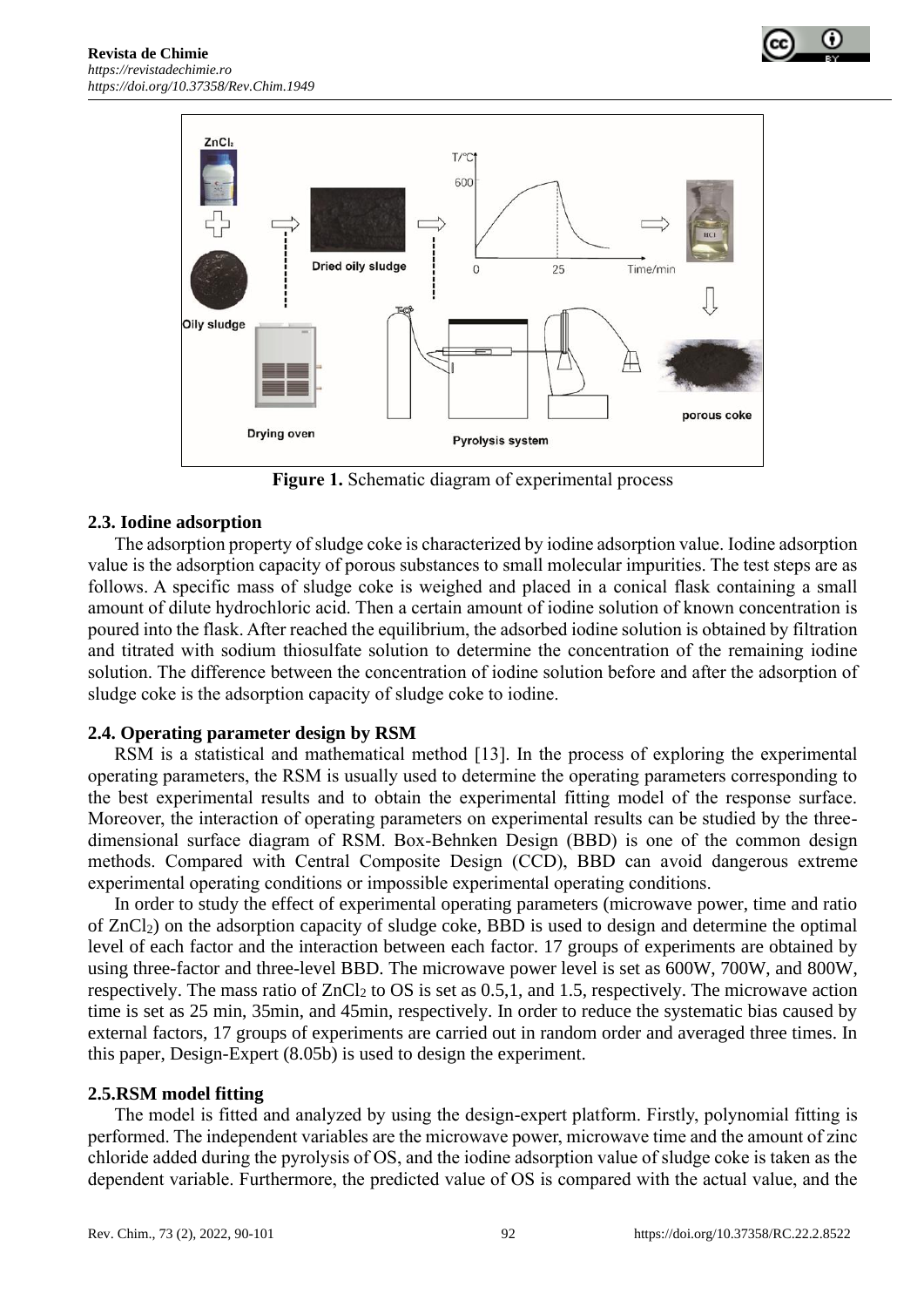**Figure 1.** Schematic diagram of experimental process

### 2.3. Iodine adsorption

The adsorption property of sludge coke is characterized by iodine adsorption value. Iodine adsorption value is the adsorption capacity of porous substances to small molecular impurities. The test steps are as follows. A specific mass of sludge coke is weighed and placed in a conical flask containing a small amount of dilute hydrochloric acid. Then a certain amount of iodine solution of known concentration is poured into the flask. After reached the equilibrium, the adsorbed iodine solution is obtained by filtration and titrated with sodium thiosulfate solution to determine the concentration of the remaining iodine solution. The difference between the concentration of iodine solution before and after the adsorption of sludge coke is the adsorption capacity of sludge coke to iodine.

### 2.4. Operating parameter design by RSM

RSM is a statistical and mathematical method [13]. In the process of exploring the experimental operating parameters, the RSM is usually used to determine the operating parameters corresponding to the best experimental results and to obtain the experimental fitting model of the response surface. Moreover, the interaction of operating parameters on experimental results can be studied by the three-dimensional surface diagram of RSM. Box-Behnken Design (BBD) is one of the common design methods. Compared with Central Composite Design (CCD), BBD can avoid dangerous extreme experimental operating conditions or impossible experimental operating conditions.

In order to study the effect of experimental operating parameters (microwave power, time and ratio of $ZnCl_2$) on the adsorption capacity of sludge coke, BBD is used to design and determine the optimal level of each factor and the interaction between each factor. 17 groups of experiments are obtained by using three-factor and three-level BBD. The microwave power level is set as 600W, 700W, and 800W, respectively. The mass ratio of $ZnCl_2$ to OS is set as 0.5,1, and 1.5, respectively. The microwave action time is set as 25 min, 35min, and 45min, respectively. In order to reduce the systematic bias caused by external factors, 17 groups of experiments are carried out in random order and averaged three times. In this paper, Design-Expert (8.05b) is used to design the experiment.

### 2.5.RSM model fitting

The model is fitted and analyzed by using the design-expert platform. Firstly, polynomial fitting is performed. The independent variables are the microwave power, microwave time and the amount of zinc chloride added during the pyrolysis of OS, and the iodine adsorption value of sludge coke is taken as the dependent variable. Furthermore, the predicted value of OS is compared with the actual value, and the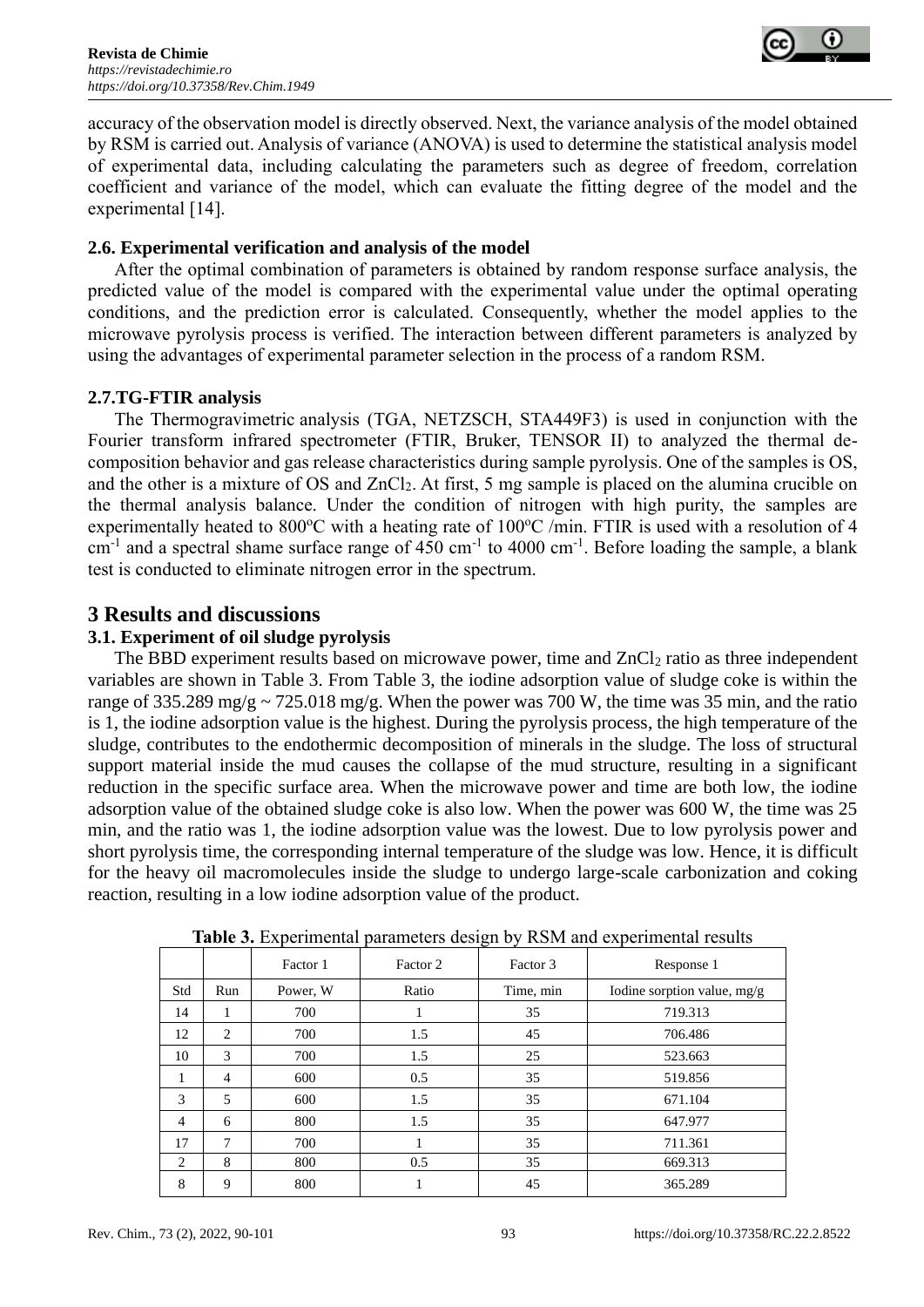accuracy of the observation model is directly observed. Next, the variance analysis of the model obtained by RSM is carried out. Analysis of variance (ANOVA) is used to determine the statistical analysis model of experimental data, including calculating the parameters such as degree of freedom, correlation coefficient and variance of the model, which can evaluate the fitting degree of the model and the experimental [14].

### 2.6. Experimental verification and analysis of the model

After the optimal combination of parameters is obtained by random response surface analysis, the predicted value of the model is compared with the experimental value under the optimal operating conditions, and the prediction error is calculated. Consequently, whether the model applies to the microwave pyrolysis process is verified. The interaction between different parameters is analyzed by using the advantages of experimental parameter selection in the process of a random RSM.

### 2.7.TG-FTIR analysis

The Thermogravimetric analysis (TGA, NETZSCH, STA449F3) is used in conjunction with the Fourier transform infrared spectrometer (FTIR, Bruker, TENSOR II) to analyzed the thermal decomposition behavior and gas release characteristics during sample pyrolysis. One of the samples is OS, and the other is a mixture of OS and $ZnCl_2$. At first, 5 mg sample is placed on the alumina crucible on the thermal analysis balance. Under the condition of nitrogen with high purity, the samples are experimentally heated to 800ºC with a heating rate of 100ºC /min. FTIR is used with a resolution of 4 $cm^{-1}$ and a spectral shame surface range of 450 $cm^{-1}$ to 4000 $cm^{-1}$. Before loading the sample, a blank test is conducted to eliminate nitrogen error in the spectrum.

## 3 Results and discussions

### 3.1. Experiment of oil sludge pyrolysis

The BBD experiment results based on microwave power, time and $ZnCl_2$ ratio as three independent variables are shown in Table 3. From Table 3, the iodine adsorption value of sludge coke is within the range of 335.289 mg/g ~ 725.018 mg/g. When the power was 700 W, the time was 35 min, and the ratio is 1, the iodine adsorption value is the highest. During the pyrolysis process, the high temperature of the sludge, contributes to the endothermic decomposition of minerals in the sludge. The loss of structural support material inside the mud causes the collapse of the mud structure, resulting in a significant reduction in the specific surface area. When the microwave power and time are both low, the iodine adsorption value of the obtained sludge coke is also low. When the power was 600 W, the time was 25 min, and the ratio was 1, the iodine adsorption value was the lowest. Due to low pyrolysis power and short pyrolysis time, the corresponding internal temperature of the sludge was low. Hence, it is difficult for the heavy oil macromolecules inside the sludge to undergo large-scale carbonization and coking reaction, resulting in a low iodine adsorption value of the product.

**Table 3.** Experimental parameters design by RSM and experimental results

| | | Factor 1 | Factor 2 | Factor 3 | Response 1 |
|---|---|---|---|---|---|
| Std | Run | Power, W | Ratio | Time, min | Iodine sorption value, mg/g |
| 14 | 1 | 700 | 1 | 35 | 719.313 |
| 12 | 2 | 700 | 1.5 | 45 | 706.486 |
| 10 | 3 | 700 | 1.5 | 25 | 523.663 |
| 1 | 4 | 600 | 0.5 | 35 | 519.856 |
| 3 | 5 | 600 | 1.5 | 35 | 671.104 |
| 4 | 6 | 800 | 1.5 | 35 | 647.977 |
| 17 | 7 | 700 | 1 | 35 | 711.361 |
| 2 | 8 | 800 | 0.5 | 35 | 669.313 |
| 8 | 9 | 800 | 1 | 45 | 365.289 |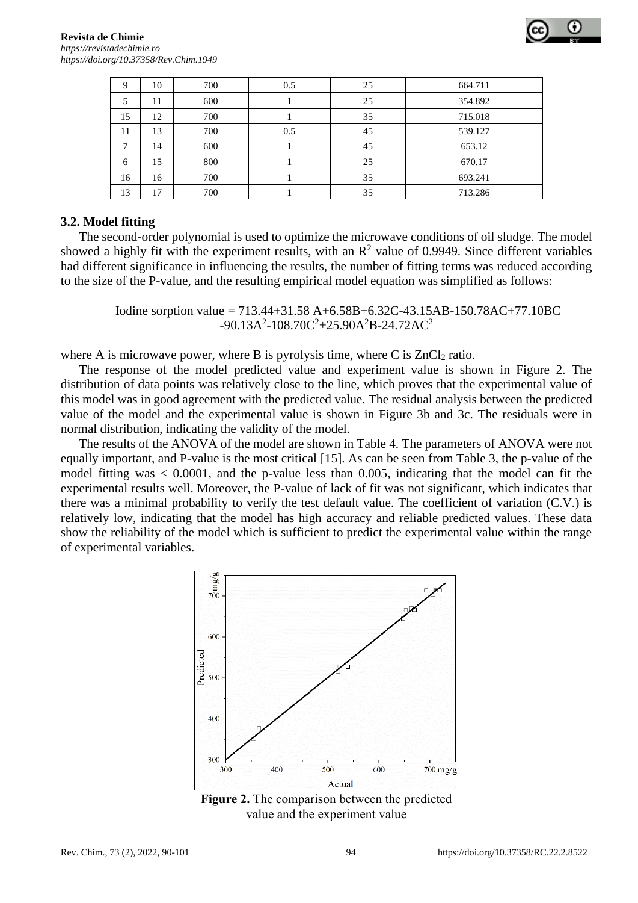| 9 | 10 | 700 | 0.5 | 25 | 664.711 |
|---|---|---|---|---|---|
| 5 | 11 | 600 | 1 | 25 | 354.892 |
| 15 | 12 | 700 | 1 | 35 | 715.018 |
| 11 | 13 | 700 | 0.5 | 45 | 539.127 |
| 7 | 14 | 600 | 1 | 45 | 653.12 |
| 6 | 15 | 800 | 1 | 25 | 670.17 |
| 16 | 16 | 700 | 1 | 35 | 693.241 |
| 13 | 17 | 700 | 1 | 35 | 713.286 |

### 3.2. Model fitting

The second-order polynomial is used to optimize the microwave conditions of oil sludge. The model showed a highly fit with the experiment results, with an $R^2$ value of 0.9949. Since different variables had different significance in influencing the results, the number of fitting terms was reduced according to the size of the P-value, and the resulting empirical model equation was simplified as follows:

$$\text{Iodine sorption value} = 713.44+31.58A+6.58B+6.32C-43.15AB-150.78AC+77.10BC -90.13A^2-108.70C^2+25.90A^2B-24.72AC^2$$

where A is microwave power, where B is pyrolysis time, where C is $ZnCl_2$ ratio.

The response of the model predicted value and experiment value is shown in Figure 2. The distribution of data points was relatively close to the line, which proves that the experimental value of this model was in good agreement with the predicted value. The residual analysis between the predicted value of the model and the experimental value is shown in Figure 3b and 3c. The residuals were in normal distribution, indicating the validity of the model.

The results of the ANOVA of the model are shown in Table 4. The parameters of ANOVA were not equally important, and P-value is the most critical [15]. As can be seen from Table 3, the p-value of the model fitting was $< 0.0001$, and the p-value less than 0.005, indicating that the model can fit the experimental results well. Moreover, the P-value of lack of fit was not significant, which indicates that there was a minimal probability to verify the test default value. The coefficient of variation (C.V.) is relatively low, indicating that the model has high accuracy and reliable predicted values. These data show the reliability of the model which is sufficient to predict the experimental value within the range of experimental variables.

**Figure 2.** The comparison between the predicted value and the experiment value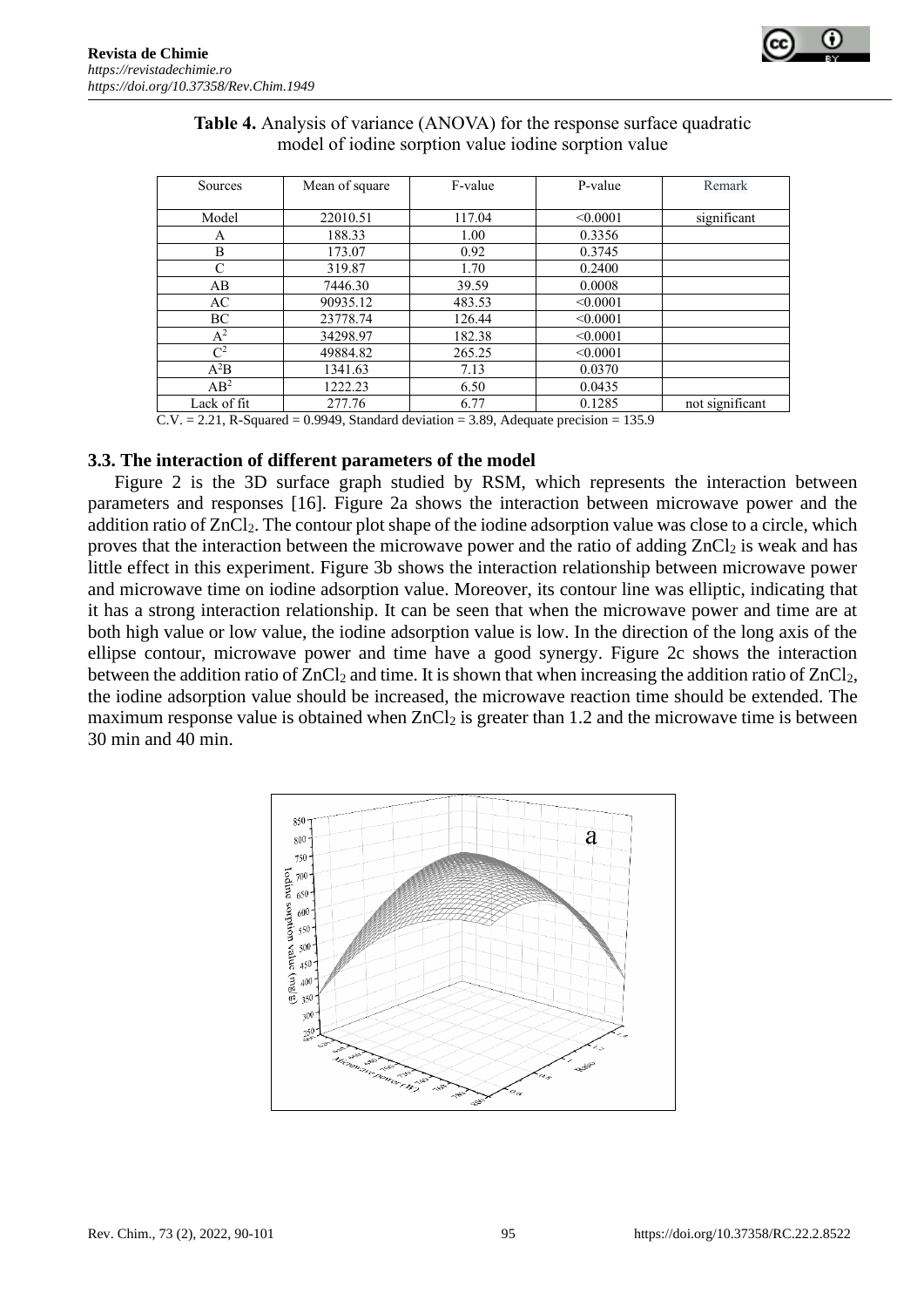**Table 4.** Analysis of variance (ANOVA) for the response surface quadratic model of iodine sorption value iodine sorption value

| Sources | Mean of square | F-value | P-value | Remark |
|---|---|---|---|---|
| Model | 22010.51 | 117.04 | <0.0001 | significant |
| A | 188.33 | 1.00 | 0.3356 | |
| B | 173.07 | 0.92 | 0.3745 | |
| C | 319.87 | 1.70 | 0.2400 | |
| AB | 7446.30 | 39.59 | 0.0008 | |
| AC | 90935.12 | 483.53 | <0.0001 | |
| BC | 23778.74 | 126.44 | <0.0001 | |
| $A^2$ | 34298.97 | 182.38 | <0.0001 | |
| $C^2$ | 49884.82 | 265.25 | <0.0001 | |
| $A^2B$ | 1341.63 | 7.13 | 0.0370 | |
| $AB^2$ | 1222.23 | 6.50 | 0.0435 | |
| Lack of fit | 277.76 | 6.77 | 0.1285 | not significant |

C.V. = 2.21, R-Squared = 0.9949, Standard deviation = 3.89, Adequate precision = 135.9

### 3.3. The interaction of different parameters of the model

Figure 2 is the 3D surface graph studied by RSM, which represents the interaction between parameters and responses [16]. Figure 2a shows the interaction between microwave power and the addition ratio of $ZnCl_2$. The contour plot shape of the iodine adsorption value was close to a circle, which proves that the interaction between the microwave power and the ratio of adding $ZnCl_2$ is weak and has little effect in this experiment. Figure 3b shows the interaction relationship between microwave power and microwave time on iodine adsorption value. Moreover, its contour line was elliptic, indicating that it has a strong interaction relationship. It can be seen that when the microwave power and time are at both high value or low value, the iodine adsorption value is low. In the direction of the long axis of the ellipse contour, microwave power and time have a good synergy. Figure 2c shows the interaction between the addition ratio of $ZnCl_2$ and time. It is shown that when increasing the addition ratio of $ZnCl_2$, the iodine adsorption value should be increased, the microwave reaction time should be extended. The maximum response value is obtained when $ZnCl_2$ is greater than 1.2 and the microwave time is between 30 min and 40 min.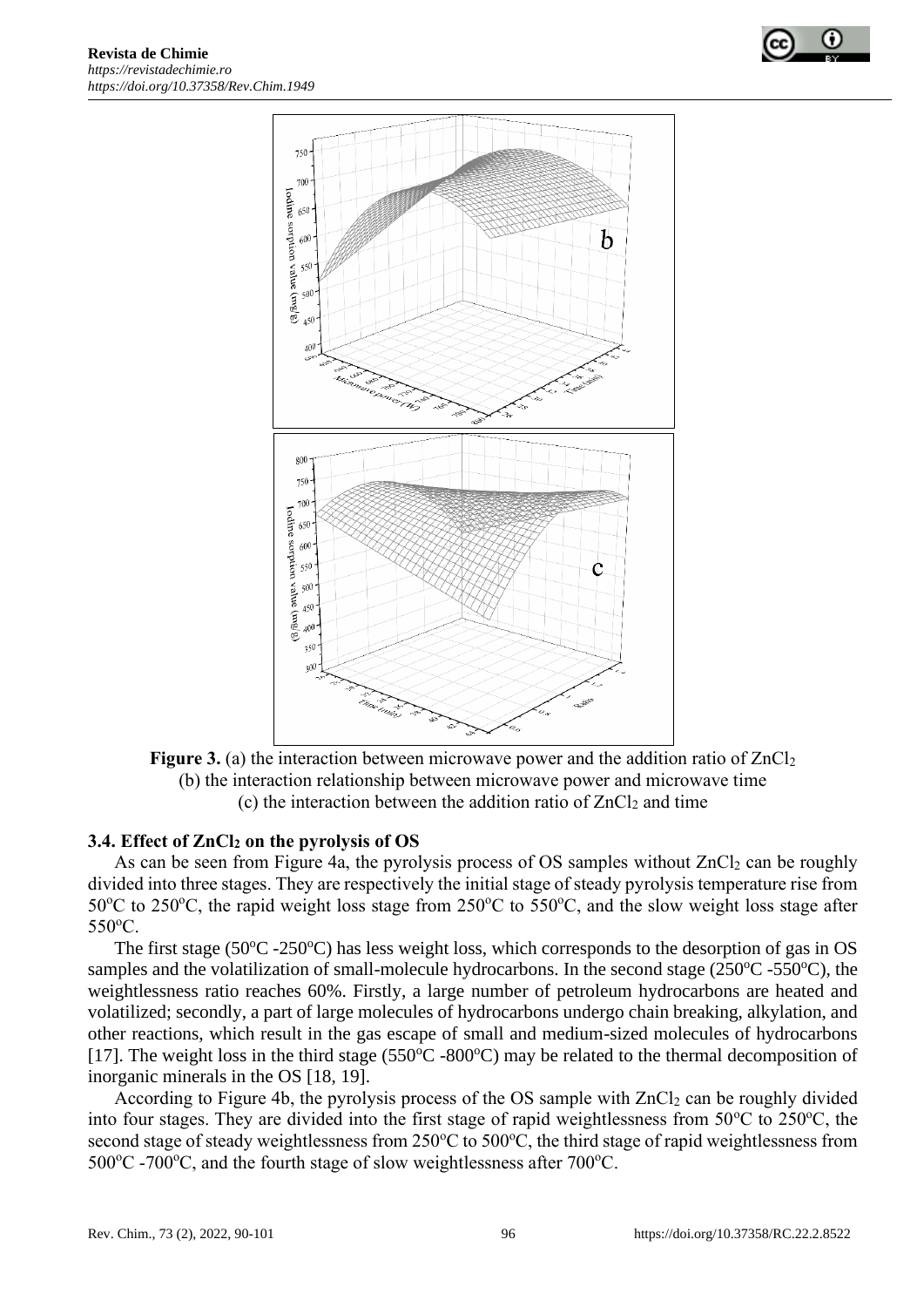**Figure 3.** (a) the interaction between microwave power and the addition ratio of $ZnCl_2$
(b) the interaction relationship between microwave power and microwave time
(c) the interaction between the addition ratio of $ZnCl_2$ and time

### 3.4. Effect of $ZnCl_2$ on the pyrolysis of OS

As can be seen from Figure 4a, the pyrolysis process of OS samples without $ZnCl_2$ can be roughly divided into three stages. They are respectively the initial stage of steady pyrolysis temperature rise from 50°C to 250°C, the rapid weight loss stage from 250°C to 550°C, and the slow weight loss stage after 550°C.

The first stage (50°C -250°C) has less weight loss, which corresponds to the desorption of gas in OS samples and the volatilization of small-molecule hydrocarbons. In the second stage (250°C -550°C), the weightlessness ratio reaches 60%. Firstly, a large number of petroleum hydrocarbons are heated and volatilized; secondly, a part of large molecules of hydrocarbons undergo chain breaking, alkylation, and other reactions, which result in the gas escape of small and medium-sized molecules of hydrocarbons [17]. The weight loss in the third stage (550°C -800°C) may be related to the thermal decomposition of inorganic minerals in the OS [18, 19].

According to Figure 4b, the pyrolysis process of the OS sample with $ZnCl_2$ can be roughly divided into four stages. They are divided into the first stage of rapid weightlessness from 50°C to 250°C, the second stage of steady weightlessness from 250°C to 500°C, the third stage of rapid weightlessness from 500°C -700°C, and the fourth stage of slow weightlessness after 700°C.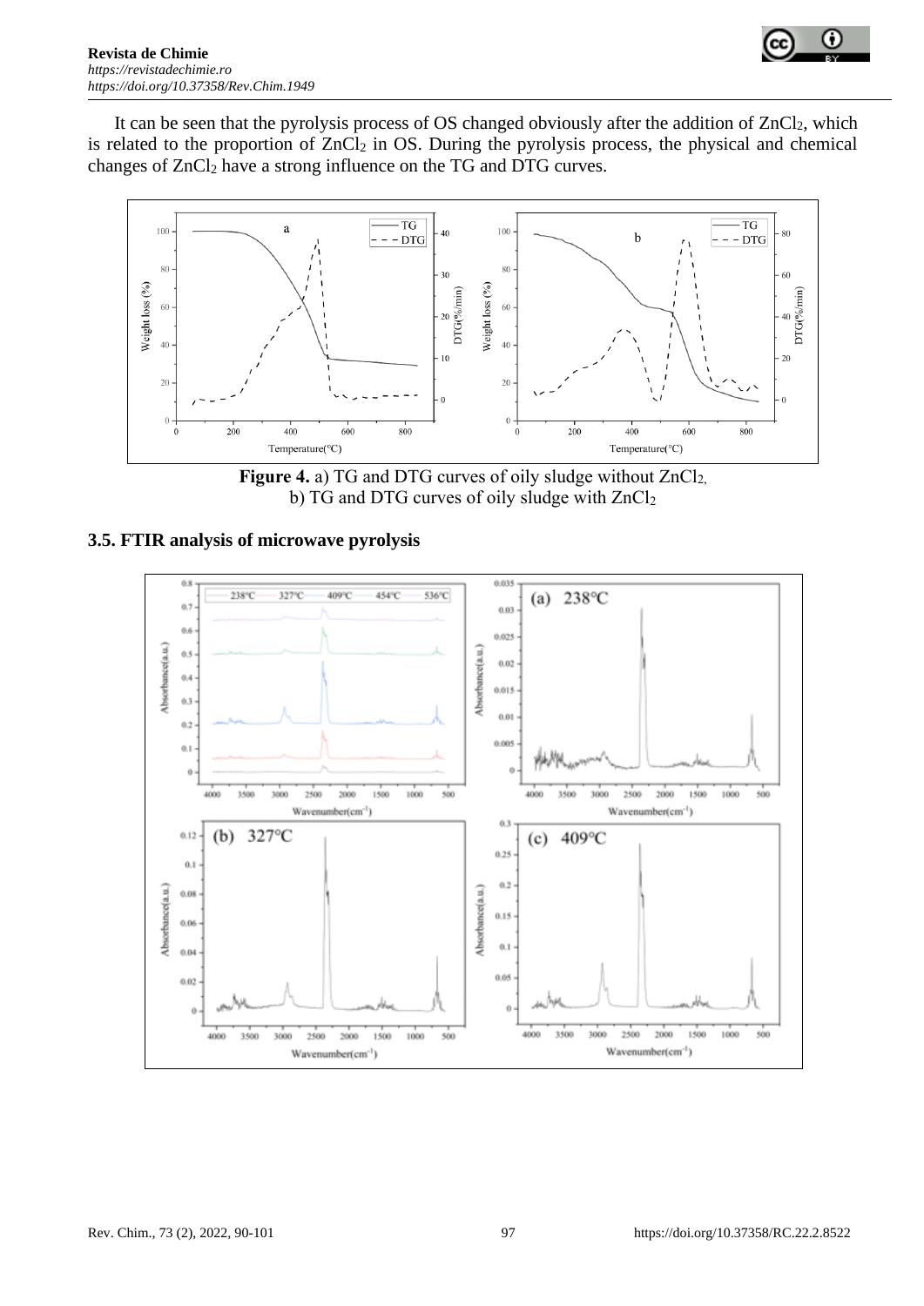It can be seen that the pyrolysis process of OS changed obviously after the addition of $ZnCl_2$, which is related to the proportion of $ZnCl_2$ in OS. During the pyrolysis process, the physical and chemical changes of $ZnCl_2$ have a strong influence on the TG and DTG curves.

**Figure 4.** a) TG and DTG curves of oily sludge without $ZnCl_2$, b) TG and DTG curves of oily sludge with $ZnCl_2$

## 3.5. FTIR analysis of microwave pyrolysis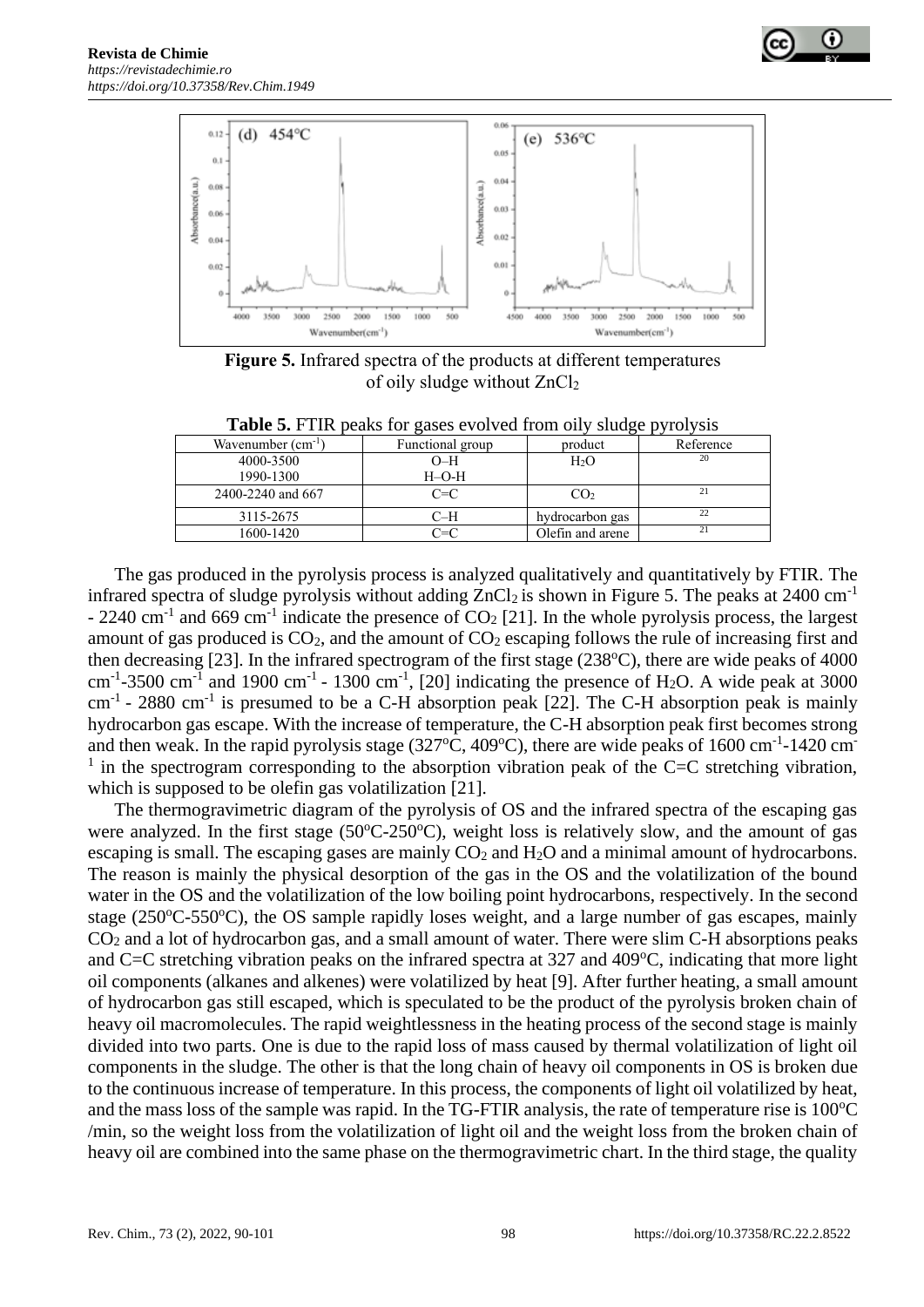**Figure 5.** Infrared spectra of the products at different temperatures of oily sludge without $ZnCl_2$

**Table 5.** FTIR peaks for gases evolved from oily sludge pyrolysis

| Wavenumber ($cm^{-1}$) | Functional group | product | Reference |
|---|---|---|---|
| 4000-3500<br>1990-1300 | O–H<br>H–O-H | $H_2O$ | 20 |
| 2400-2240 and 667 | C=C | $CO_2$ | 21 |
| 3115-2675 | C–H | hydrocarbon gas | 22 |
| 1600-1420 | C=C | Olefin and arene | 21 |

The gas produced in the pyrolysis process is analyzed qualitatively and quantitatively by FTIR. The infrared spectra of sludge pyrolysis without adding $ZnCl_2$ is shown in Figure 5. The peaks at 2400 $cm^{-1}$ - 2240 $cm^{-1}$ and 669 $cm^{-1}$ indicate the presence of $CO_2$ [21]. In the whole pyrolysis process, the largest amount of gas produced is $CO_2$, and the amount of $CO_2$ escaping follows the rule of increasing first and then decreasing [23]. In the infrared spectrogram of the first stage (238°C), there are wide peaks of 4000 $cm^{-1}$-3500 $cm^{-1}$ and 1900 $cm^{-1}$ - 1300 $cm^{-1}$, [20] indicating the presence of $H_2O$. A wide peak at 3000 $cm^{-1}$ - 2880 $cm^{-1}$ is presumed to be a C-H absorption peak [22]. The C-H absorption peak is mainly hydrocarbon gas escape. With the increase of temperature, the C-H absorption peak first becomes strong and then weak. In the rapid pyrolysis stage (327°C, 409°C), there are wide peaks of 1600 $cm^{-1}$-1420 $cm^{-1}$ in the spectrogram corresponding to the absorption vibration peak of the C=C stretching vibration, which is supposed to be olefin gas volatilization [21].

The thermogravimetric diagram of the pyrolysis of OS and the infrared spectra of the escaping gas were analyzed. In the first stage (50°C-250°C), weight loss is relatively slow, and the amount of gas escaping is small. The escaping gases are mainly $CO_2$ and $H_2O$ and a minimal amount of hydrocarbons. The reason is mainly the physical desorption of the gas in the OS and the volatilization of the bound water in the OS and the volatilization of the low boiling point hydrocarbons, respectively. In the second stage (250°C-550°C), the OS sample rapidly loses weight, and a large number of gas escapes, mainly $CO_2$ and a lot of hydrocarbon gas, and a small amount of water. There were slim C-H absorptions peaks and C=C stretching vibration peaks on the infrared spectra at 327 and 409°C, indicating that more light oil components (alkanes and alkenes) were volatilized by heat [9]. After further heating, a small amount of hydrocarbon gas still escaped, which is speculated to be the product of the pyrolysis broken chain of heavy oil macromolecules. The rapid weightlessness in the heating process of the second stage is mainly divided into two parts. One is due to the rapid loss of mass caused by thermal volatilization of light oil components in the sludge. The other is that the long chain of heavy oil components in OS is broken due to the continuous increase of temperature. In this process, the components of light oil volatilized by heat, and the mass loss of the sample was rapid. In the TG-FTIR analysis, the rate of temperature rise is 100°C /min, so the weight loss from the volatilization of light oil and the weight loss from the broken chain of heavy oil are combined into the same phase on the thermogravimetric chart. In the third stage, the quality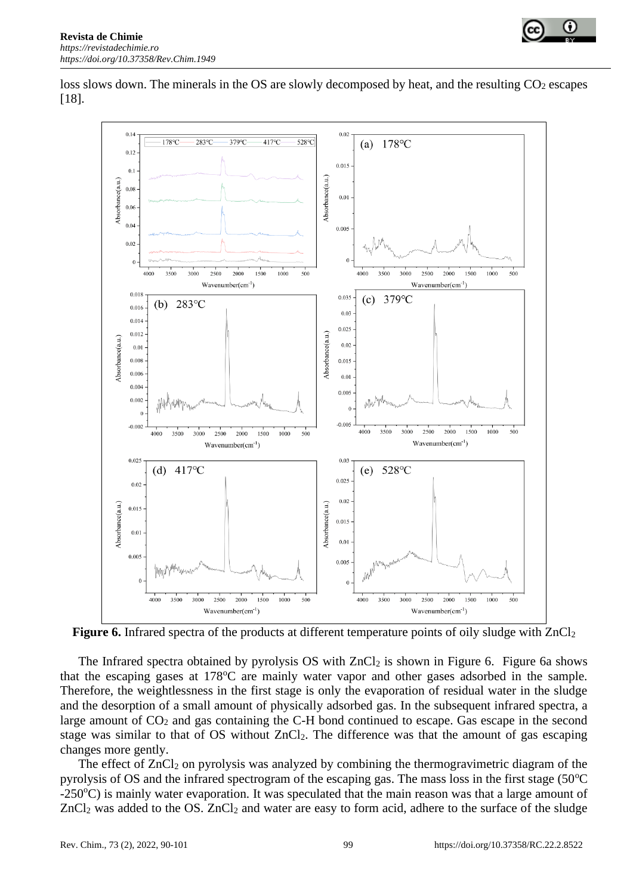loss slows down. The minerals in the OS are slowly decomposed by heat, and the resulting $CO_2$ escapes [18].

**Figure 6.** Infrared spectra of the products at different temperature points of oily sludge with $ZnCl_2$

The Infrared spectra obtained by pyrolysis OS with $ZnCl_2$ is shown in Figure 6. Figure 6a shows that the escaping gases at 178°C are mainly water vapor and other gases adsorbed in the sample. Therefore, the weightlessness in the first stage is only the evaporation of residual water in the sludge and the desorption of a small amount of physically adsorbed gas. In the subsequent infrared spectra, a large amount of $CO_2$ and gas containing the C-H bond continued to escape. Gas escape in the second stage was similar to that of OS without $ZnCl_2$. The difference was that the amount of gas escaping changes more gently.

The effect of $ZnCl_2$ on pyrolysis was analyzed by combining the thermogravimetric diagram of the pyrolysis of OS and the infrared spectrogram of the escaping gas. The mass loss in the first stage (50°C -250°C) is mainly water evaporation. It was speculated that the main reason was that a large amount of $ZnCl_2$ was added to the OS. $ZnCl_2$ and water are easy to form acid, adhere to the surface of the sludge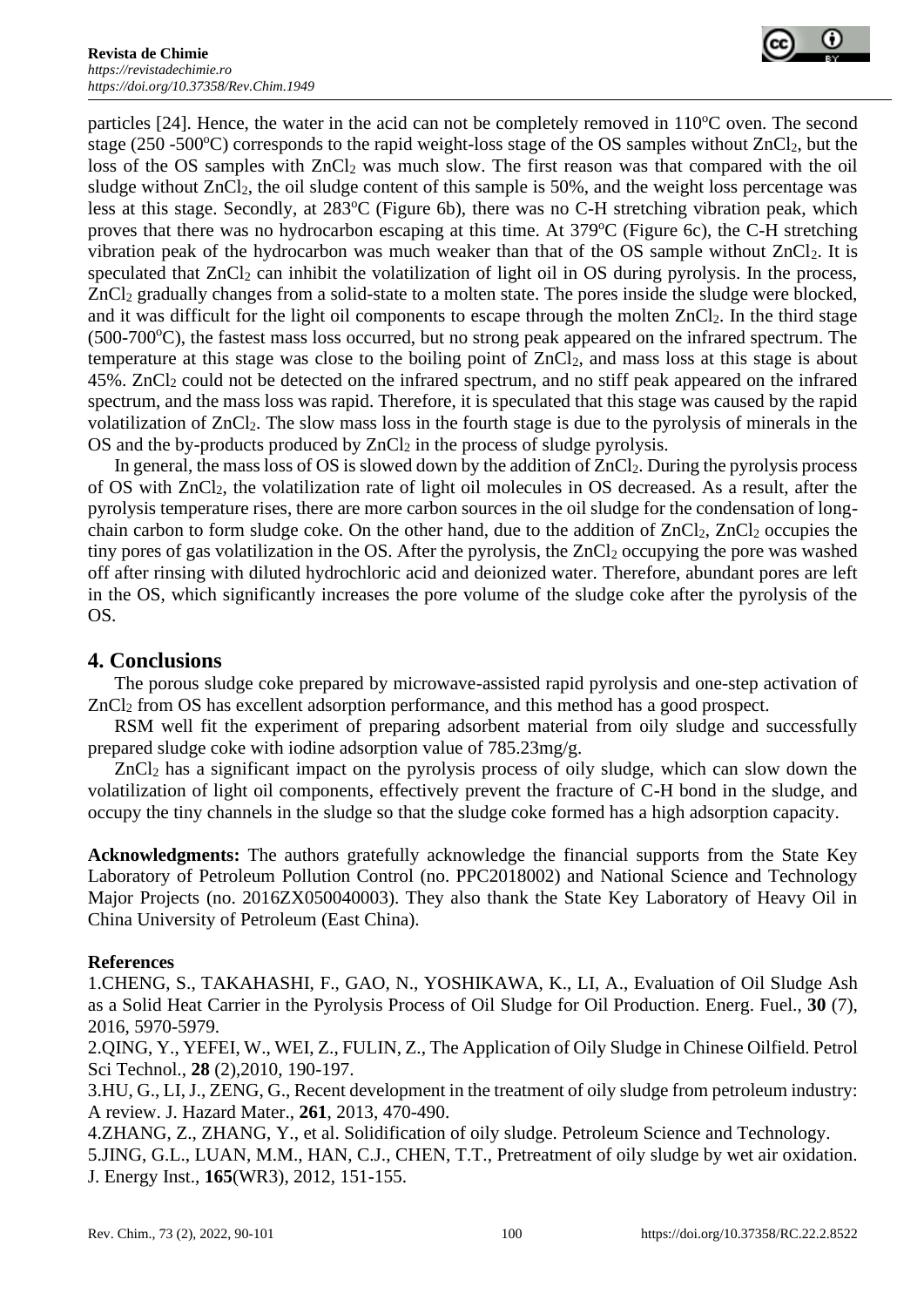particles [24]. Hence, the water in the acid can not be completely removed in 110°C oven. The second stage (250 -500°C) corresponds to the rapid weight-loss stage of the OS samples without $ZnCl_2$, but the loss of the OS samples with $ZnCl_2$ was much slow. The first reason was that compared with the oil sludge without $ZnCl_2$, the oil sludge content of this sample is 50%, and the weight loss percentage was less at this stage. Secondly, at 283°C (Figure 6b), there was no C-H stretching vibration peak, which proves that there was no hydrocarbon escaping at this time. At 379°C (Figure 6c), the C-H stretching vibration peak of the hydrocarbon was much weaker than that of the OS sample without $ZnCl_2$. It is speculated that $ZnCl_2$ can inhibit the volatilization of light oil in OS during pyrolysis. In the process, $ZnCl_2$ gradually changes from a solid-state to a molten state. The pores inside the sludge were blocked, and it was difficult for the light oil components to escape through the molten $ZnCl_2$. In the third stage (500-700°C), the fastest mass loss occurred, but no strong peak appeared on the infrared spectrum. The temperature at this stage was close to the boiling point of $ZnCl_2$, and mass loss at this stage is about 45%. $ZnCl_2$ could not be detected on the infrared spectrum, and no stiff peak appeared on the infrared spectrum, and the mass loss was rapid. Therefore, it is speculated that this stage was caused by the rapid volatilization of $ZnCl_2$. The slow mass loss in the fourth stage is due to the pyrolysis of minerals in the OS and the by-products produced by $ZnCl_2$ in the process of sludge pyrolysis.

In general, the mass loss of OS is slowed down by the addition of $ZnCl_2$. During the pyrolysis process of OS with $ZnCl_2$, the volatilization rate of light oil molecules in OS decreased. As a result, after the pyrolysis temperature rises, there are more carbon sources in the oil sludge for the condensation of long-chain carbon to form sludge coke. On the other hand, due to the addition of $ZnCl_2$, $ZnCl_2$ occupies the tiny pores of gas volatilization in the OS. After the pyrolysis, the $ZnCl_2$ occupying the pore was washed off after rinsing with diluted hydrochloric acid and deionized water. Therefore, abundant pores are left in the OS, which significantly increases the pore volume of the sludge coke after the pyrolysis of the OS.

## 4. Conclusions

The porous sludge coke prepared by microwave-assisted rapid pyrolysis and one-step activation of $ZnCl_2$ from OS has excellent adsorption performance, and this method has a good prospect.

RSM well fit the experiment of preparing adsorbent material from oily sludge and successfully prepared sludge coke with iodine adsorption value of 785.23mg/g.

$ZnCl_2$ has a significant impact on the pyrolysis process of oily sludge, which can slow down the volatilization of light oil components, effectively prevent the fracture of C-H bond in the sludge, and occupy the tiny channels in the sludge so that the sludge coke formed has a high adsorption capacity.

**Acknowledgments:** The authors gratefully acknowledge the financial supports from the State Key Laboratory of Petroleum Pollution Control (no. PPC2018002) and National Science and Technology Major Projects (no. 2016ZX050040003). They also thank the State Key Laboratory of Heavy Oil in China University of Petroleum (East China).

**References**

1.CHENG, S., TAKAHASHI, F., GAO, N., YOSHIKAWA, K., LI, A., Evaluation of Oil Sludge Ash as a Solid Heat Carrier in the Pyrolysis Process of Oil Sludge for Oil Production. Energ. Fuel., **30** (7), 2016, 5970-5979.

2.QING, Y., YEFEI, W., WEI, Z., FULIN, Z., The Application of Oily Sludge in Chinese Oilfield. Petrol Sci Technol., **28** (2),2010, 190-197.

3.HU, G., LI, J., ZENG, G., Recent development in the treatment of oily sludge from petroleum industry: A review. J. Hazard Mater., **261**, 2013, 470-490.

4.ZHANG, Z., ZHANG, Y., et al. Solidification of oily sludge. Petroleum Science and Technology.

5.JING, G.L., LUAN, M.M., HAN, C.J., CHEN, T.T., Pretreatment of oily sludge by wet air oxidation. J. Energy Inst., **165**(WR3), 2012, 151-155.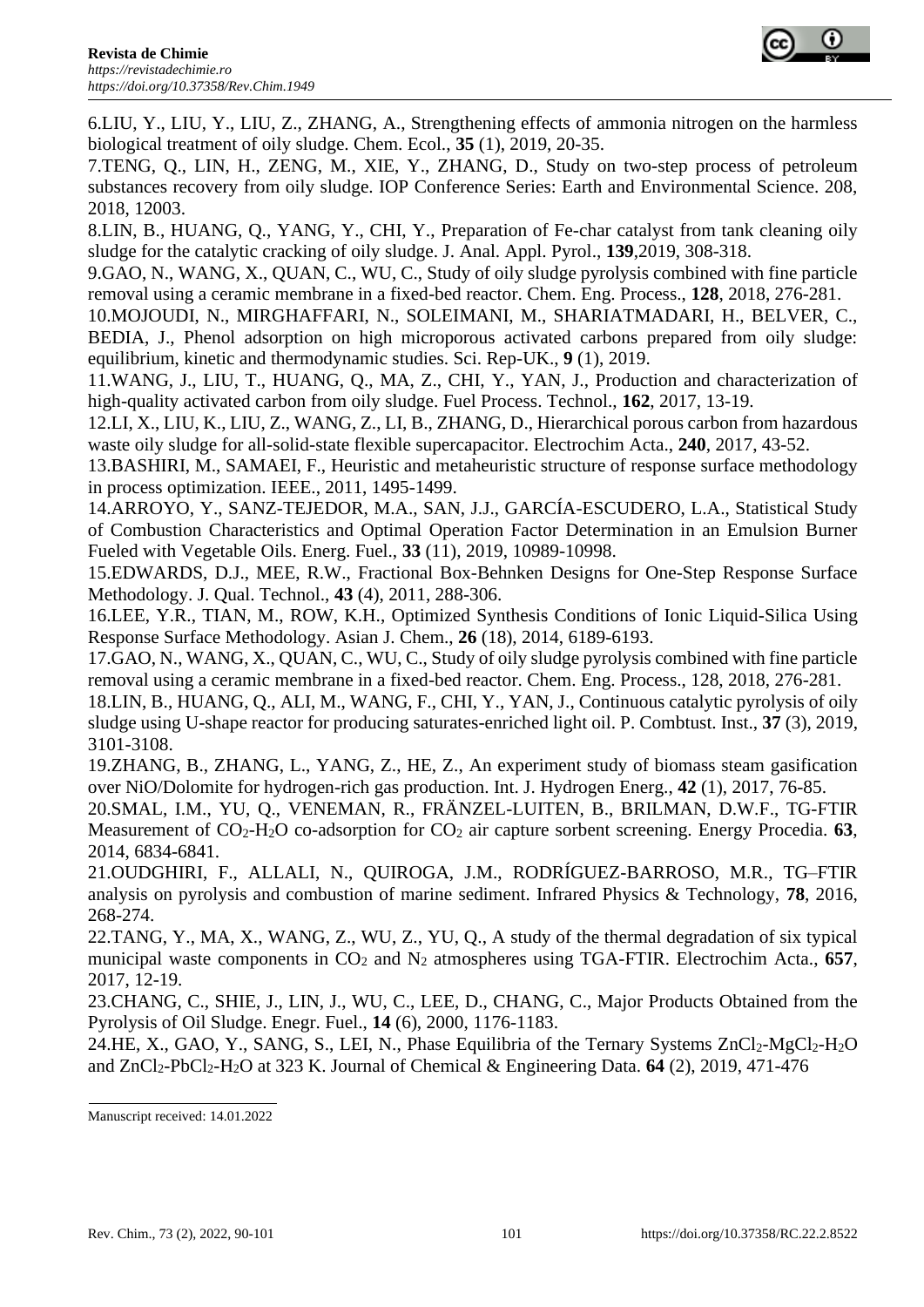6.LIU, Y., LIU, Y., LIU, Z., ZHANG, A., Strengthening effects of ammonia nitrogen on the harmless biological treatment of oily sludge. Chem. Ecol., **35** (1), 2019, 20-35.

7.TENG, Q., LIN, H., ZENG, M., XIE, Y., ZHANG, D., Study on two-step process of petroleum substances recovery from oily sludge. IOP Conference Series: Earth and Environmental Science. 208, 2018, 12003.

8.LIN, B., HUANG, Q., YANG, Y., CHI, Y., Preparation of Fe-char catalyst from tank cleaning oily sludge for the catalytic cracking of oily sludge. J. Anal. Appl. Pyrol., **139**,2019, 308-318.

9.GAO, N., WANG, X., QUAN, C., WU, C., Study of oily sludge pyrolysis combined with fine particle removal using a ceramic membrane in a fixed-bed reactor. Chem. Eng. Process., **128**, 2018, 276-281.

10.MOJOUDI, N., MIRGHAFFARI, N., SOLEIMANI, M., SHARIATMADARI, H., BELVER, C., BEDIA, J., Phenol adsorption on high microporous activated carbons prepared from oily sludge: equilibrium, kinetic and thermodynamic studies. Sci. Rep-UK., **9** (1), 2019.

11.WANG, J., LIU, T., HUANG, Q., MA, Z., CHI, Y., YAN, J., Production and characterization of high-quality activated carbon from oily sludge. Fuel Process. Technol., **162**, 2017, 13-19.

12.LI, X., LIU, K., LIU, Z., WANG, Z., LI, B., ZHANG, D., Hierarchical porous carbon from hazardous waste oily sludge for all-solid-state flexible supercapacitor. Electrochim Acta., **240**, 2017, 43-52.

13.BASHIRI, M., SAMAEI, F., Heuristic and metaheuristic structure of response surface methodology in process optimization. IEEE., 2011, 1495-1499.

14.ARROYO, Y., SANZ-TEJEDOR, M.A., SAN, J.J., GARCÍA-ESCUDERO, L.A., Statistical Study of Combustion Characteristics and Optimal Operation Factor Determination in an Emulsion Burner Fueled with Vegetable Oils. Energ. Fuel., **33** (11), 2019, 10989-10998.

15.EDWARDS, D.J., MEE, R.W., Fractional Box-Behnken Designs for One-Step Response Surface Methodology. J. Qual. Technol., **43** (4), 2011, 288-306.

16.LEE, Y.R., TIAN, M., ROW, K.H., Optimized Synthesis Conditions of Ionic Liquid-Silica Using Response Surface Methodology. Asian J. Chem., **26** (18), 2014, 6189-6193.

17.GAO, N., WANG, X., QUAN, C., WU, C., Study of oily sludge pyrolysis combined with fine particle removal using a ceramic membrane in a fixed-bed reactor. Chem. Eng. Process., 128, 2018, 276-281.

18.LIN, B., HUANG, Q., ALI, M., WANG, F., CHI, Y., YAN, J., Continuous catalytic pyrolysis of oily sludge using U-shape reactor for producing saturates-enriched light oil. P. Combtust. Inst., **37** (3), 2019, 3101-3108.

19.ZHANG, B., ZHANG, L., YANG, Z., HE, Z., An experiment study of biomass steam gasification over NiO/Dolomite for hydrogen-rich gas production. Int. J. Hydrogen Energ., **42** (1), 2017, 76-85.

20.SMAL, I.M., YU, Q., VENEMAN, R., FRÄNZEL-LUITEN, B., BRILMAN, D.W.F., TG-FTIR Measurement of $CO_2$-$H_2O$ co-adsorption for $CO_2$ air capture sorbent screening. Energy Procedia. **63**, 2014, 6834-6841.

21.OUDGHIRI, F., ALLALI, N., QUIROGA, J.M., RODRÍGUEZ-BARROSO, M.R., TG–FTIR analysis on pyrolysis and combustion of marine sediment. Infrared Physics & Technology, **78**, 2016, 268-274.

22.TANG, Y., MA, X., WANG, Z., WU, Z., YU, Q., A study of the thermal degradation of six typical municipal waste components in $CO_2$ and $N_2$ atmospheres using TGA-FTIR. Electrochim Acta., **657**, 2017, 12-19.

23.CHANG, C., SHIE, J., LIN, J., WU, C., LEE, D., CHANG, C., Major Products Obtained from the Pyrolysis of Oil Sludge. Enegr. Fuel., **14** (6), 2000, 1176-1183.

24.HE, X., GAO, Y., SANG, S., LEI, N., Phase Equilibria of the Ternary Systems $ZnCl_2$-$MgCl_2$-$H_2O$ and $ZnCl_2$-$PbCl_2$-$H_2O$ at 323 K. Journal of Chemical & Engineering Data. **64** (2), 2019, 471-476

Manuscript received: 14.01.2022